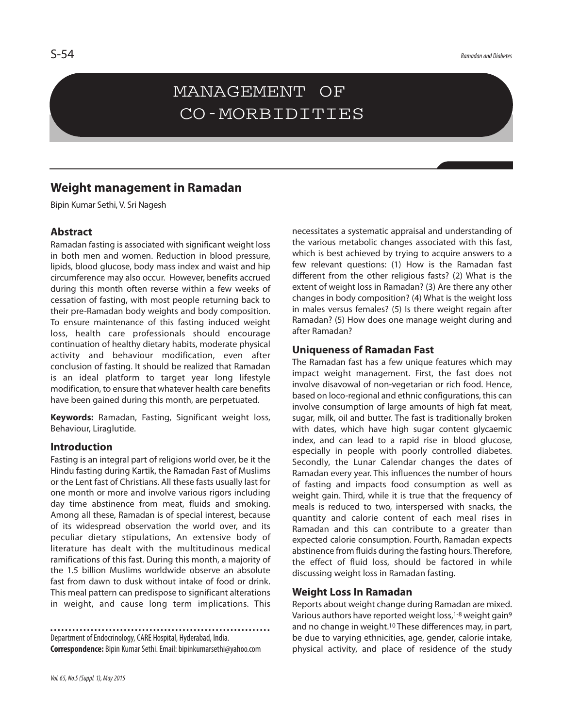# MANAGEMENT OF CO-MORBIDITIES

## Weight management in Ramadan

Bipin Kumar Sethi, V. Sri Nagesh

### Abstract

Ramadan fasting is associated with significant weight loss in both men and women. Reduction in blood pressure, lipids, blood glucose, body mass index and waist and hip circumference may also occur. However, benefits accrued during this month often reverse within a few weeks of cessation of fasting, with most people returning back to their pre-Ramadan body weights and body composition. To ensure maintenance of this fasting induced weight loss, health care professionals should encourage continuation of healthy dietary habits, moderate physical activity and behaviour modification, even after conclusion of fasting. It should be realized that Ramadan is an ideal platform to target year long lifestyle modification, to ensure that whatever health care benefits have been gained during this month, are perpetuated.

**Keywords:** Ramadan, Fasting, Significant weight loss, Behaviour, Liraglutide.

### Introduction

Fasting is an integral part of religions world over, be it the Hindu fasting during Kartik, the Ramadan Fast of Muslims or the Lent fast of Christians. All these fasts usually last for one month or more and involve various rigors including day time abstinence from meat, fluids and smoking. Among all these, Ramadan is of special interest, because of its widespread observation the world over, and its peculiar dietary stipulations, An extensive body of literature has dealt with the multitudinous medical ramifications of this fast. During this month, a majority of the 1.5 billion Muslims worldwide observe an absolute fast from dawn to dusk without intake of food or drink. This meal pattern can predispose to significant alterations in weight, and cause long term implications. This necessitates a systematic appraisal and understanding of the various metabolic changes associated with this fast, which is best achieved by trying to acquire answers to a few relevant questions: (1) How is the Ramadan fast different from the other religious fasts? (2) What is the extent of weight loss in Ramadan? (3) Are there any other changes in body composition? (4) What is the weight loss in males versus females? (5) Is there weight regain after Ramadan? (5) How does one manage weight during and after Ramadan?

Department of Endocrinology, CARE Hospital, Hyderabad, India.
**Correspondence:** Bipin Kumar Sethi. Email: bipinkumarsethi@yahoo.com

### Uniqueness of Ramadan Fast

The Ramadan fast has a few unique features which may impact weight management. First, the fast does not involve disavowal of non-vegetarian or rich food. Hence, based on loco-regional and ethnic configurations, this can involve consumption of large amounts of high fat meat, sugar, milk, oil and butter. The fast is traditionally broken with dates, which have high sugar content glycaemic index, and can lead to a rapid rise in blood glucose, especially in people with poorly controlled diabetes. Secondly, the Lunar Calendar changes the dates of Ramadan every year. This influences the number of hours of fasting and impacts food consumption as well as weight gain. Third, while it is true that the frequency of meals is reduced to two, interspersed with snacks, the quantity and calorie content of each meal rises in Ramadan and this can contribute to a greater than expected calorie consumption. Fourth, Ramadan expects abstinence from fluids during the fasting hours. Therefore, the effect of fluid loss, should be factored in while discussing weight loss in Ramadan fasting.

### Weight Loss In Ramadan

Reports about weight change during Ramadan are mixed. Various authors have reported weight loss,[1-8] weight gain[9] and no change in weight.[10] These differences may, in part, be due to varying ethnicities, age, gender, calorie intake, physical activity, and place of residence of the study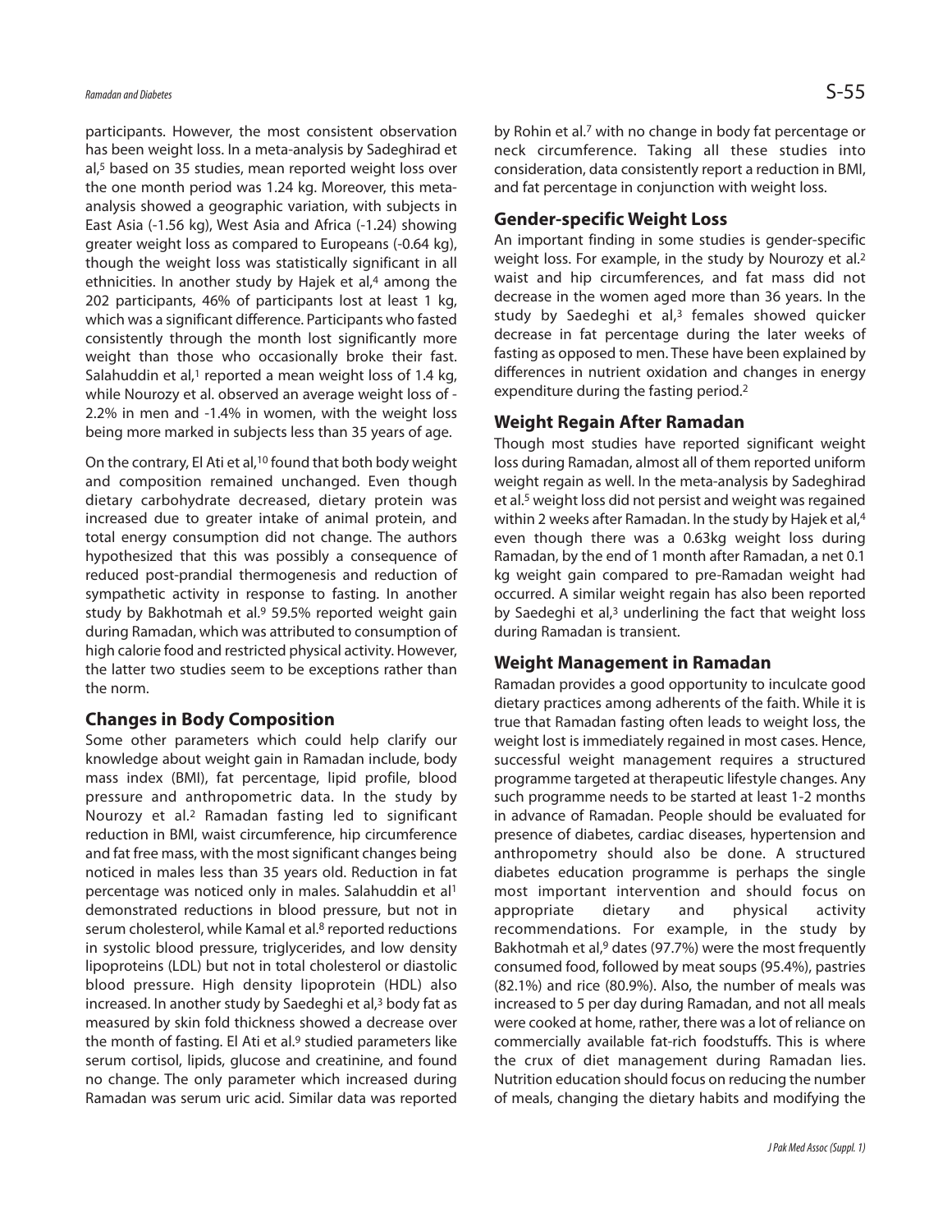participants. However, the most consistent observation has been weight loss. In a meta-analysis by Sadeghirad et al,[5] based on 35 studies, mean reported weight loss over the one month period was 1.24 kg. Moreover, this meta-analysis showed a geographic variation, with subjects in East Asia (-1.56 kg), West Asia and Africa (-1.24) showing greater weight loss as compared to Europeans (-0.64 kg), though the weight loss was statistically significant in all ethnicities. In another study by Hajek et al,[4] among the 202 participants, 46% of participants lost at least 1 kg, which was a significant difference. Participants who fasted consistently through the month lost significantly more weight than those who occasionally broke their fast. Salahuddin et al,[1] reported a mean weight loss of 1.4 kg, while Nourozy et al. observed an average weight loss of -2.2% in men and -1.4% in women, with the weight loss being more marked in subjects less than 35 years of age.

On the contrary, El Ati et al,[10] found that both body weight and composition remained unchanged. Even though dietary carbohydrate decreased, dietary protein was increased due to greater intake of animal protein, and total energy consumption did not change. The authors hypothesized that this was possibly a consequence of reduced post-prandial thermogenesis and reduction of sympathetic activity in response to fasting. In another study by Bakhotmah et al.[9] 59.5% reported weight gain during Ramadan, which was attributed to consumption of high calorie food and restricted physical activity. However, the latter two studies seem to be exceptions rather than the norm.

## Changes in Body Composition

Some other parameters which could help clarify our knowledge about weight gain in Ramadan include, body mass index (BMI), fat percentage, lipid profile, blood pressure and anthropometric data. In the study by Nourozy et al.[2] Ramadan fasting led to significant reduction in BMI, waist circumference, hip circumference and fat free mass, with the most significant changes being noticed in males less than 35 years old. Reduction in fat percentage was noticed only in males. Salahuddin et al[1] demonstrated reductions in blood pressure, but not in serum cholesterol, while Kamal et al.[8] reported reductions in systolic blood pressure, triglycerides, and low density lipoproteins (LDL) but not in total cholesterol or diastolic blood pressure. High density lipoprotein (HDL) also increased. In another study by Saedeghi et al,[3] body fat as measured by skin fold thickness showed a decrease over the month of fasting. El Ati et al.[9] studied parameters like serum cortisol, lipids, glucose and creatinine, and found no change. The only parameter which increased during Ramadan was serum uric acid. Similar data was reported by Rohin et al.[7] with no change in body fat percentage or neck circumference. Taking all these studies into consideration, data consistently report a reduction in BMI, and fat percentage in conjunction with weight loss.

## Gender-specific Weight Loss

An important finding in some studies is gender-specific weight loss. For example, in the study by Nourozy et al.[2] waist and hip circumferences, and fat mass did not decrease in the women aged more than 36 years. In the study by Saedeghi et al,[3] females showed quicker decrease in fat percentage during the later weeks of fasting as opposed to men. These have been explained by differences in nutrient oxidation and changes in energy expenditure during the fasting period.[2]

## Weight Regain After Ramadan

Though most studies have reported significant weight loss during Ramadan, almost all of them reported uniform weight regain as well. In the meta-analysis by Sadeghirad et al.[5] weight loss did not persist and weight was regained within 2 weeks after Ramadan. In the study by Hajek et al,[4] even though there was a 0.63kg weight loss during Ramadan, by the end of 1 month after Ramadan, a net 0.1 kg weight gain compared to pre-Ramadan weight had occurred. A similar weight regain has also been reported by Saedeghi et al,[3] underlining the fact that weight loss during Ramadan is transient.

## Weight Management in Ramadan

Ramadan provides a good opportunity to inculcate good dietary practices among adherents of the faith. While it is true that Ramadan fasting often leads to weight loss, the weight lost is immediately regained in most cases. Hence, successful weight management requires a structured programme targeted at therapeutic lifestyle changes. Any such programme needs to be started at least 1-2 months in advance of Ramadan. People should be evaluated for presence of diabetes, cardiac diseases, hypertension and anthropometry should also be done. A structured diabetes education programme is perhaps the single most important intervention and should focus on appropriate dietary and physical activity recommendations. For example, in the study by Bakhotmah et al,[9] dates (97.7%) were the most frequently consumed food, followed by meat soups (95.4%), pastries (82.1%) and rice (80.9%). Also, the number of meals was increased to 5 per day during Ramadan, and not all meals were cooked at home, rather, there was a lot of reliance on commercially available fat-rich foodstuffs. This is where the crux of diet management during Ramadan lies. Nutrition education should focus on reducing the number of meals, changing the dietary habits and modifying the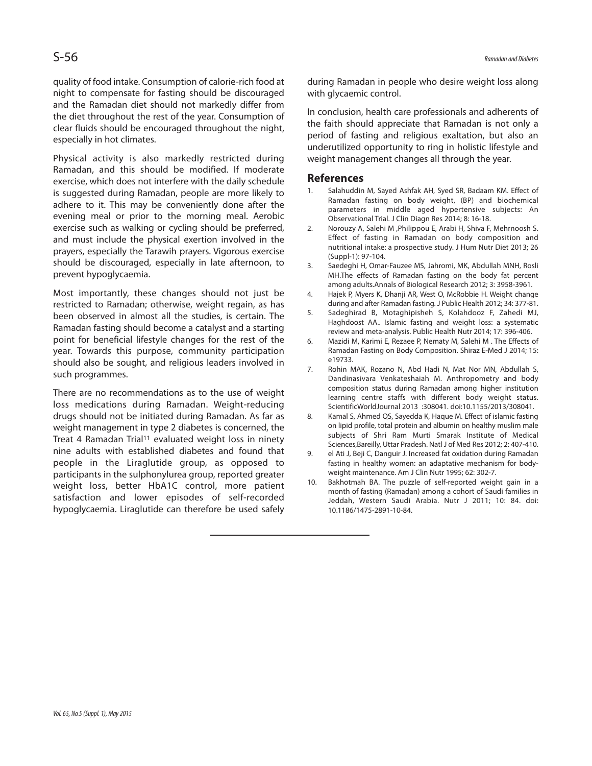quality of food intake. Consumption of calorie-rich food at night to compensate for fasting should be discouraged and the Ramadan diet should not markedly differ from the diet throughout the rest of the year. Consumption of clear fluids should be encouraged throughout the night, especially in hot climates.

Physical activity is also markedly restricted during Ramadan, and this should be modified. If moderate exercise, which does not interfere with the daily schedule is suggested during Ramadan, people are more likely to adhere to it. This may be conveniently done after the evening meal or prior to the morning meal. Aerobic exercise such as walking or cycling should be preferred, and must include the physical exertion involved in the prayers, especially the Tarawih prayers. Vigorous exercise should be discouraged, especially in late afternoon, to prevent hypoglycaemia.

Most importantly, these changes should not just be restricted to Ramadan; otherwise, weight regain, as has been observed in almost all the studies, is certain. The Ramadan fasting should become a catalyst and a starting point for beneficial lifestyle changes for the rest of the year. Towards this purpose, community participation should also be sought, and religious leaders involved in such programmes.

There are no recommendations as to the use of weight loss medications during Ramadan. Weight-reducing drugs should not be initiated during Ramadan. As far as weight management in type 2 diabetes is concerned, the Treat 4 Ramadan Trial[11] evaluated weight loss in ninety nine adults with established diabetes and found that people in the Liraglutide group, as opposed to participants in the sulphonylurea group, reported greater weight loss, better HbA1C control, more patient satisfaction and lower episodes of self-recorded hypoglycaemia. Liraglutide can therefore be used safely during Ramadan in people who desire weight loss along with glycaemic control.

In conclusion, health care professionals and adherents of the faith should appreciate that Ramadan is not only a period of fasting and religious exaltation, but also an underutilized opportunity to ring in holistic lifestyle and weight management changes all through the year.

## References

1. Salahuddin M, Sayed Ashfak AH, Syed SR, Badaam KM. Effect of Ramadan fasting on body weight, (BP) and biochemical parameters in middle aged hypertensive subjects: An Observational Trial. J Clin Diagn Res 2014; 8: 16-18.
2. Norouzy A, Salehi M ,Philippou E, Arabi H, Shiva F, Mehrnoosh S. Effect of fasting in Ramadan on body composition and nutritional intake: a prospective study. J Hum Nutr Diet 2013; 26 (Suppl-1): 97-104.
3. Saedeghi H, Omar-Fauzee MS, Jahromi, MK, Abdullah MNH, Rosli MH.The effects of Ramadan fasting on the body fat percent among adults.Annals of Biological Research 2012; 3: 3958-3961.
4. Hajek P, Myers K, Dhanji AR, West O, McRobbie H. Weight change during and after Ramadan fasting. J Public Health 2012; 34: 377-81.
5. Sadeghirad B, Motaghipisheh S, Kolahdooz F, Zahedi MJ, Haghdoost AA.. Islamic fasting and weight loss: a systematic review and meta-analysis. Public Health Nutr 2014; 17: 396-406.
6. Mazidi M, Karimi E, Rezaee P, Nematy M, Salehi M . The Effects of Ramadan Fasting on Body Composition. Shiraz E-Med J 2014; 15: e19733.
7. Rohin MAK, Rozano N, Abd Hadi N, Mat Nor MN, Abdullah S, Dandinasivara Venkateshaiah M. Anthropometry and body composition status during Ramadan among higher institution learning centre staffs with different body weight status. ScientificWorldJournal 2013 :308041. doi:10.1155/2013/308041.
8. Kamal S, Ahmed QS, Sayedda K, Haque M. Effect of islamic fasting on lipid profile, total protein and albumin on healthy muslim male subjects of Shri Ram Murti Smarak Institute of Medical Sciences,Bareilly, Uttar Pradesh. Natl J of Med Res 2012; 2: 407-410.
9. el Ati J, Beji C, Danguir J. Increased fat oxidation during Ramadan fasting in healthy women: an adaptative mechanism for body-weight maintenance. Am J Clin Nutr 1995; 62: 302-7.
10. Bakhotmah BA. The puzzle of self-reported weight gain in a month of fasting (Ramadan) among a cohort of Saudi families in Jeddah, Western Saudi Arabia. Nutr J 2011; 10: 84. doi: 10.1186/1475-2891-10-84.